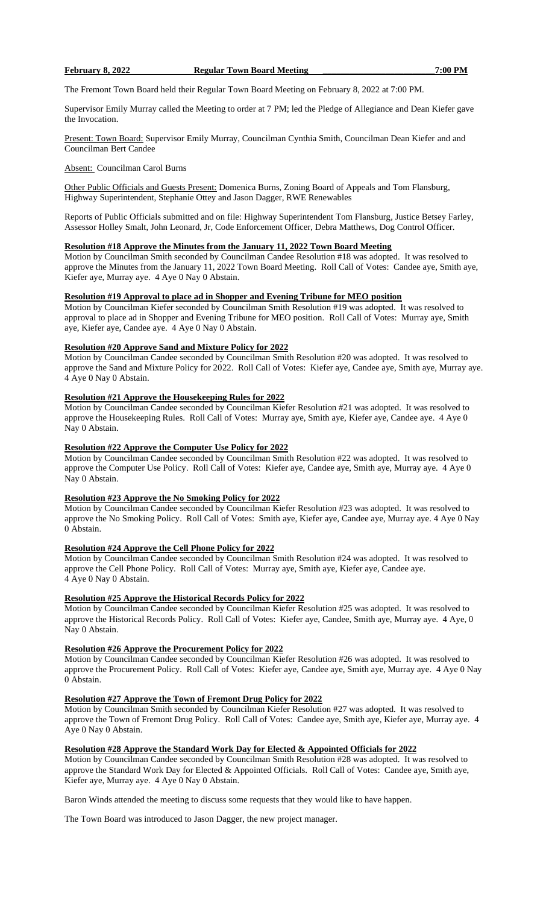**February 8, 2022 Regular Town Board Meeting 7:00 PM**

The Fremont Town Board held their Regular Town Board Meeting on February 8, 2022 at 7:00 PM.

Supervisor Emily Murray called the Meeting to order at 7 PM; led the Pledge of Allegiance and Dean Kiefer gave the Invocation.

Present: Town Board: Supervisor Emily Murray, Councilman Cynthia Smith, Councilman Dean Kiefer and and Councilman Bert Candee

Absent: Councilman Carol Burns

Other Public Officials and Guests Present: Domenica Burns, Zoning Board of Appeals and Tom Flansburg, Highway Superintendent, Stephanie Ottey and Jason Dagger, RWE Renewables

Reports of Public Officials submitted and on file: Highway Superintendent Tom Flansburg, Justice Betsey Farley, Assessor Holley Smalt, John Leonard, Jr, Code Enforcement Officer, Debra Matthews, Dog Control Officer.

**Resolution #18 Approve the Minutes from the January 11, 2022 Town Board Meeting**

Motion by Councilman Smith seconded by Councilman Smith Resolution #18 was adopted. It was resolved to approve the Minutes from the January 11, 2022 Town Board Meeting. Roll Call of Votes: Candee aye, Smith aye, Kiefer aye, Murray aye. 4 Aye 0 Nay 0 Abstain.

**Resolution #19 Approval to place ad in Shopper and Evening Tribune for MEO position**

Motion by Councilman Kiefer seconded by Councilman Smith Resolution #19 was adopted. It was resolved to approval to place ad in Shopper and Evening Tribune for MEO position. Roll Call of Votes: Murray aye, Smith aye, Kiefer aye, Candee aye. 4 Aye 0 Nay 0 Abstain.

**Resolution #20 Approve Sand and Mixture Policy for 2022**

Motion by Councilman Candee seconded by Councilman Smith Resolution #20 was adopted. It was resolved to approve the Sand and Mixture Policy for 2022. Roll Call of Votes: Kiefer aye, Candee aye, Smith aye, Murray aye. 4 Aye 0 Nay 0 Abstain.

**Resolution #21 Approve the Housekeeping Rules for 2022**

Motion by Councilman Candee seconded by Councilman Kiefer Resolution #21 was adopted. It was resolved to approve the Housekeeping Rules. Roll Call of Votes: Murray aye, Smith aye, Kiefer aye, Candee aye. 4 Aye 0 Nay 0 Abstain.

**Resolution #22 Approve the Computer Use Policy for 2022**

Motion by Councilman Candee seconded by Councilman Smith Resolution #22 was adopted. It was resolved to approve the Computer Use Policy. Roll Call of Votes: Kiefer aye, Candee aye, Smith aye, Murray aye. 4 Aye 0 Nay 0 Abstain.

**Resolution #23 Approve the No Smoking Policy for 2022**

Motion by Councilman Candee seconded by Councilman Kiefer Resolution #23 was adopted. It was resolved to approve the No Smoking Policy. Roll Call of Votes: Smith aye, Kiefer aye, Candee aye, Murray aye. 4 Aye 0 Nay 0 Abstain.

**Resolution #24 Approve the Cell Phone Policy for 2022**

Motion by Councilman Candee seconded by Councilman Smith Resolution #24 was adopted. It was resolved to approve the Cell Phone Policy. Roll Call of Votes: Murray aye, Smith aye, Kiefer aye, Candee aye. 4 Aye 0 Nay 0 Abstain.

**Resolution #25 Approve the Historical Records Policy for 2022**

Motion by Councilman Candee seconded by Councilman Kiefer Resolution #25 was adopted. It was resolved to approve the Historical Records Policy. Roll Call of Votes: Kiefer aye, Candee, Smith aye, Murray aye. 4 Aye, 0 Nay 0 Abstain.

**Resolution #26 Approve the Procurement Policy for 2022**

Motion by Councilman Candee seconded by Councilman Kiefer Resolution #26 was adopted. It was resolved to approve the Procurement Policy. Roll Call of Votes: Kiefer aye, Candee aye, Smith aye, Murray aye. 4 Aye 0 Nay 0 Abstain.

**Resolution #27 Approve the Town of Fremont Drug Policy for 2022**

Motion by Councilman Smith seconded by Councilman Kiefer Resolution #27 was adopted. It was resolved to approve the Town of Fremont Drug Policy. Roll Call of Votes: Candee aye, Smith aye, Kiefer aye, Murray aye. 4 Aye 0 Nay 0 Abstain.

**Resolution #28 Approve the Standard Work Day for Elected & Appointed Officials for 2022**

Motion by Councilman Candee seconded by Councilman Smith Resolution #28 was adopted. It was resolved to approve the Standard Work Day for Elected & Appointed Officials. Roll Call of Votes: Candee aye, Smith aye, Kiefer aye, Murray aye. 4 Aye 0 Nay 0 Abstain.

Baron Winds attended the meeting to discuss some requests that they would like to have happen.

The Town Board was introduced to Jason Dagger, the new project manager.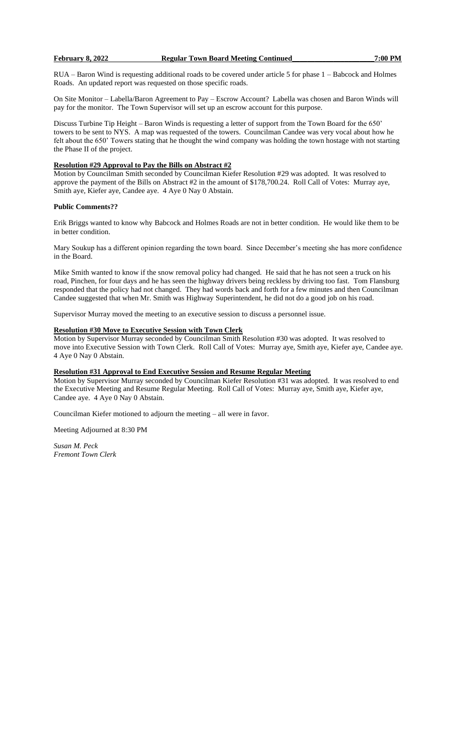**February 8, 2022 Regular Town Board Meeting Continued 7:00 PM**

RUA – Baron Wind is requesting additional roads to be covered under article 5 for phase 1 – Babcock and Holmes Roads. An updated report was requested on those specific roads.

On Site Monitor – Labella/Baron Agreement to Pay – Escrow Account? Labella was chosen and Baron Winds will pay for the monitor. The Town Supervisor will set up an escrow account for this purpose.

Discuss Turbine Tip Height – Baron Winds is requesting a letter of support from the Town Board for the 650' towers to be sent to NYS. A map was requested of the towers. Councilman Candee was very vocal about how he felt about the 650' Towers stating that he thought the wind company was holding the town hostage with not starting the Phase II of the project.

**Resolution #29 Approval to Pay the Bills on Abstract #2**

Motion by Councilman Smith seconded by Councilman Kiefer Resolution #29 was adopted. It was resolved to approve the payment of the Bills on Abstract #2 in the amount of $178,700.24. Roll Call of Votes: Murray aye, Smith aye, Kiefer aye, Candee aye. 4 Aye 0 Nay 0 Abstain.

**Public Comments??**

Erik Briggs wanted to know why Babcock and Holmes Roads are not in better condition. He would like them to be in better condition.

Mary Soukup has a different opinion regarding the town board. Since December's meeting she has more confidence in the Board.

Mike Smith wanted to know if the snow removal policy had changed. He said that he has not seen a truck on his road, Pinchen, for four days and he has seen the highway drivers being reckless by driving too fast. Tom Flansburg responded that the policy had not changed. They had words back and forth for a few minutes and then Councilman Candee suggested that when Mr. Smith was Highway Superintendent, he did not do a good job on his road.

Supervisor Murray moved the meeting to an executive session to discuss a personnel issue.

**Resolution #30 Move to Executive Session with Town Clerk**

Motion by Supervisor Murray seconded by Councilman Smith Resolution #30 was adopted. It was resolved to move into Executive Session with Town Clerk. Roll Call of Votes: Murray aye, Smith aye, Kiefer aye, Candee aye. 4 Aye 0 Nay 0 Abstain.

**Resolution #31 Approval to End Executive Session and Resume Regular Meeting**

Motion by Supervisor Murray seconded by Councilman Kiefer Resolution #31 was adopted. It was resolved to end the Executive Meeting and Resume Regular Meeting. Roll Call of Votes: Murray aye, Smith aye, Kiefer aye, Candee aye. 4 Aye 0 Nay 0 Abstain.

Councilman Kiefer motioned to adjourn the meeting – all were in favor.

Meeting Adjourned at 8:30 PM

*Susan M. Peck*
*Fremont Town Clerk*